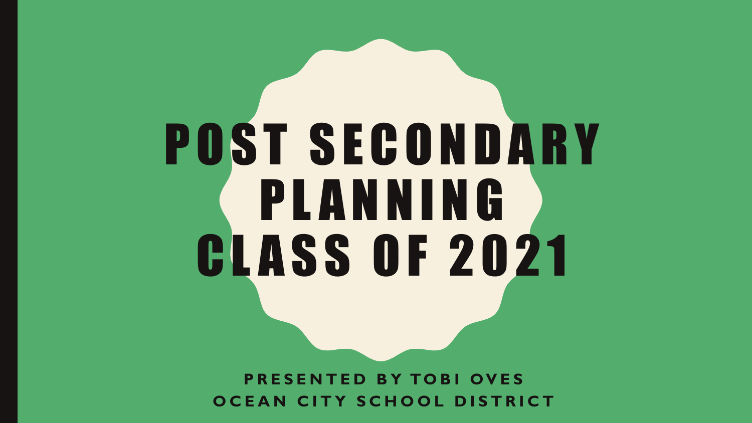# POST SECONDARY PLANNING CLASS OF 2021

**PRESENTED BY TOBI OVES**
**OCEAN CITY SCHOOL DISTRICT**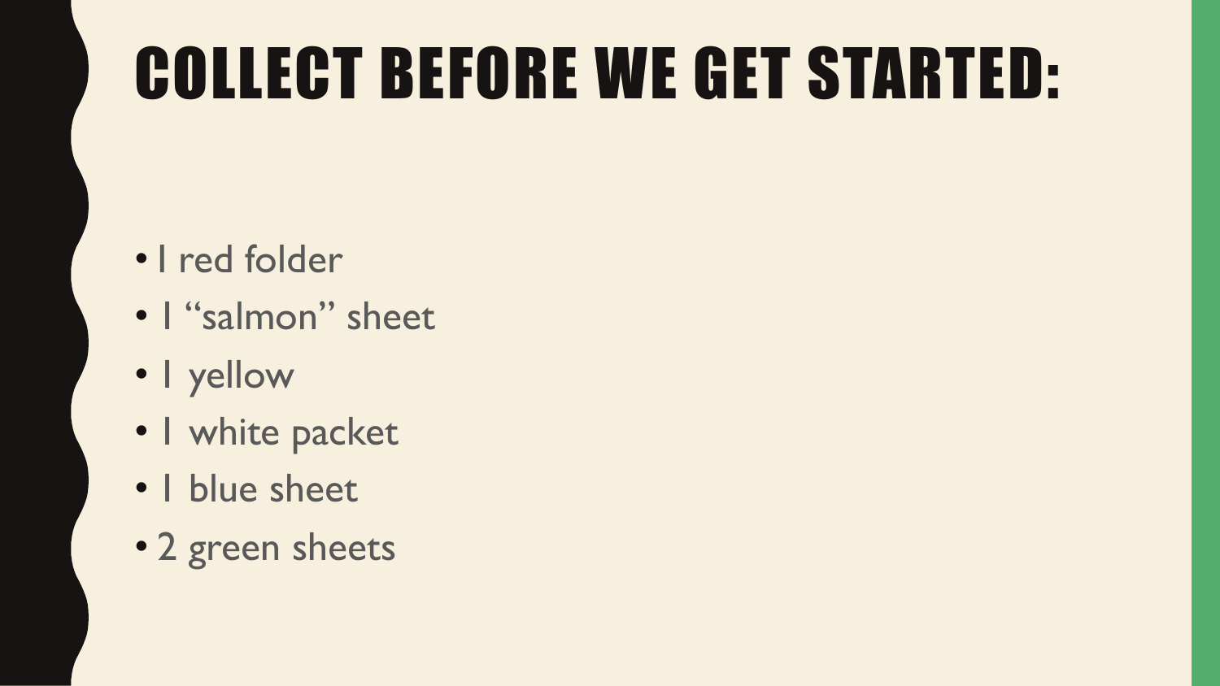# COLLECT BEFORE WE GET STARTED:

- 1 red folder
- 1 “salmon” sheet
- 1 yellow
- 1 white packet
- 1 blue sheet
- 2 green sheets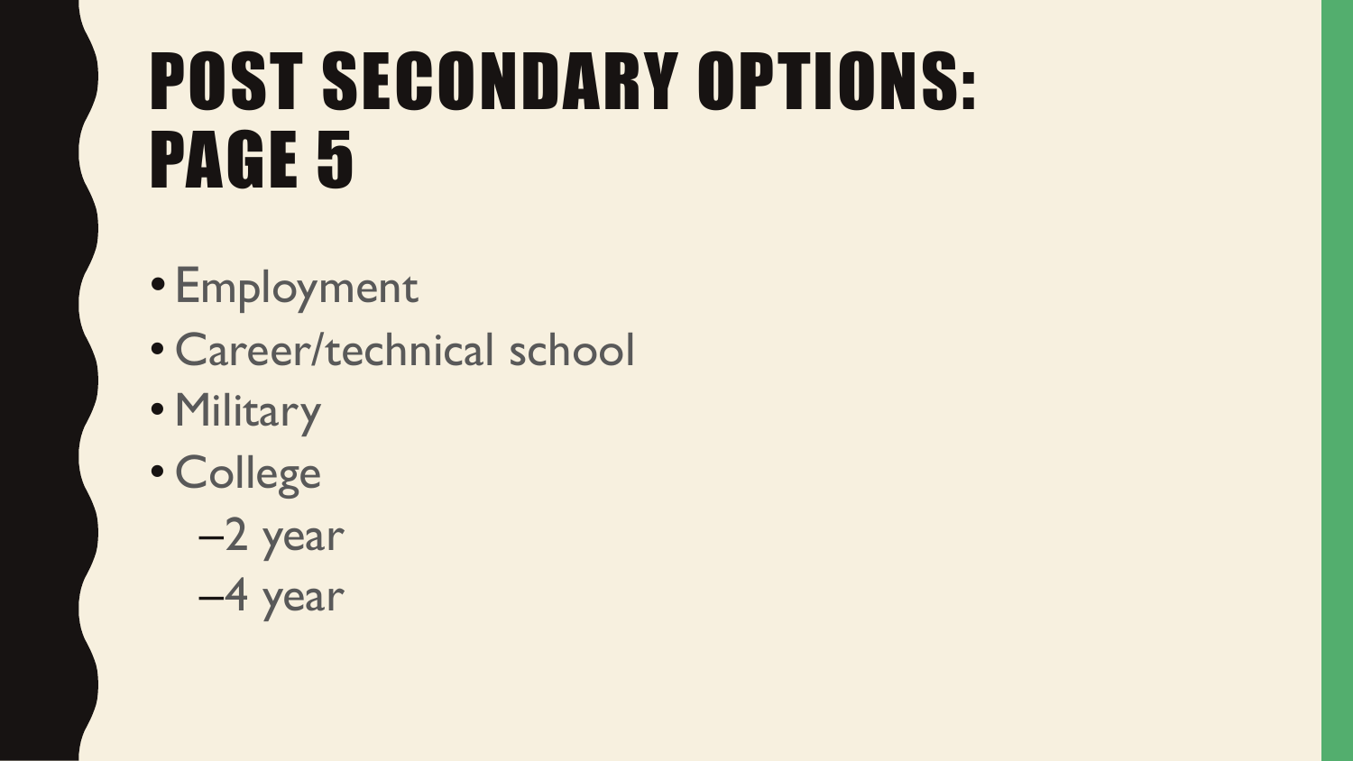# POST SECONDARY OPTIONS: PAGE 5

- Employment
- Career/technical school
- Military
- College
  - 2 year
  - 4 year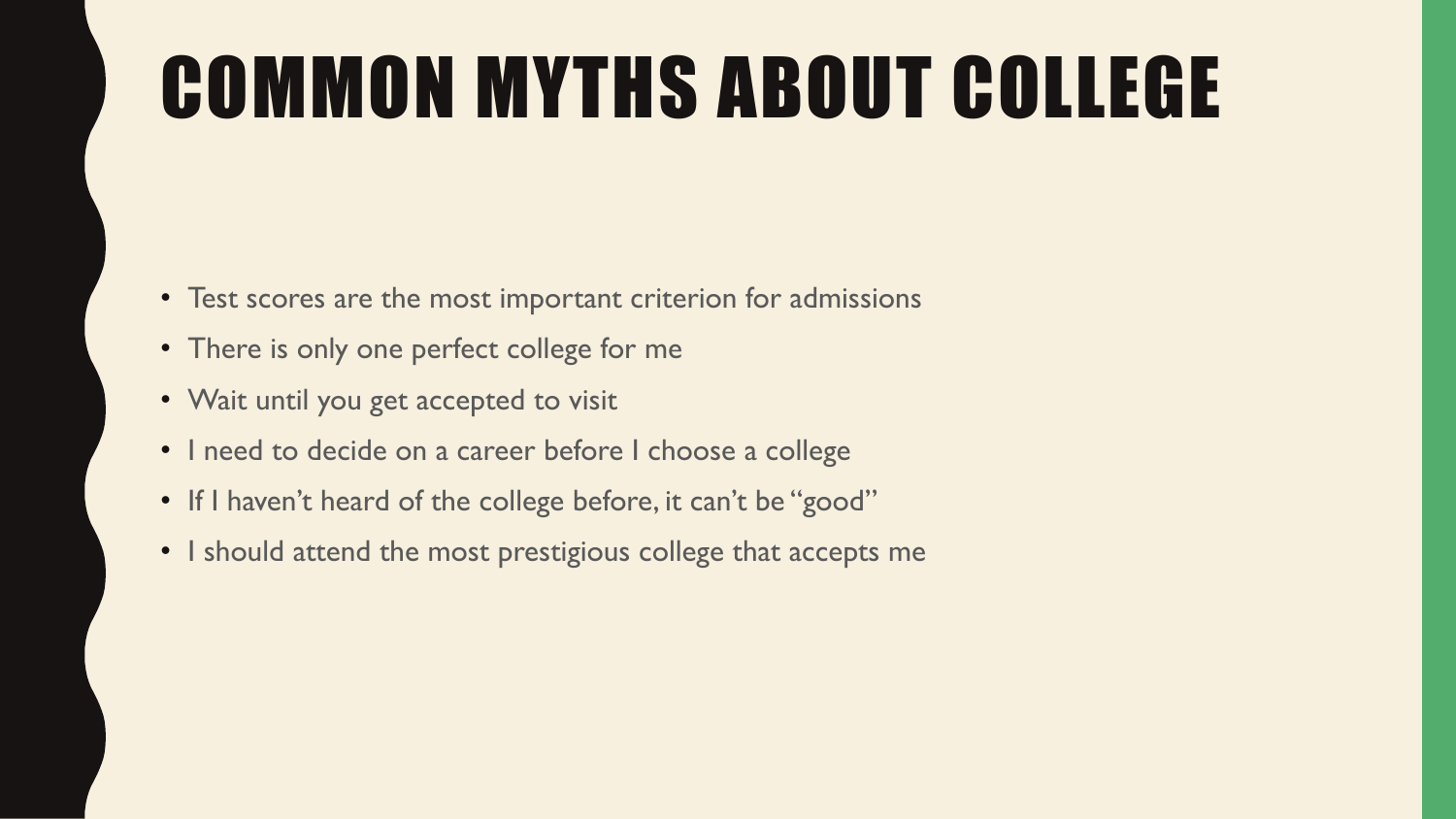# COMMON MYTHS ABOUT COLLEGE

- Test scores are the most important criterion for admissions
- There is only one perfect college for me
- Wait until you get accepted to visit
- I need to decide on a career before I choose a college
- If I haven't heard of the college before, it can't be "good"
- I should attend the most prestigious college that accepts me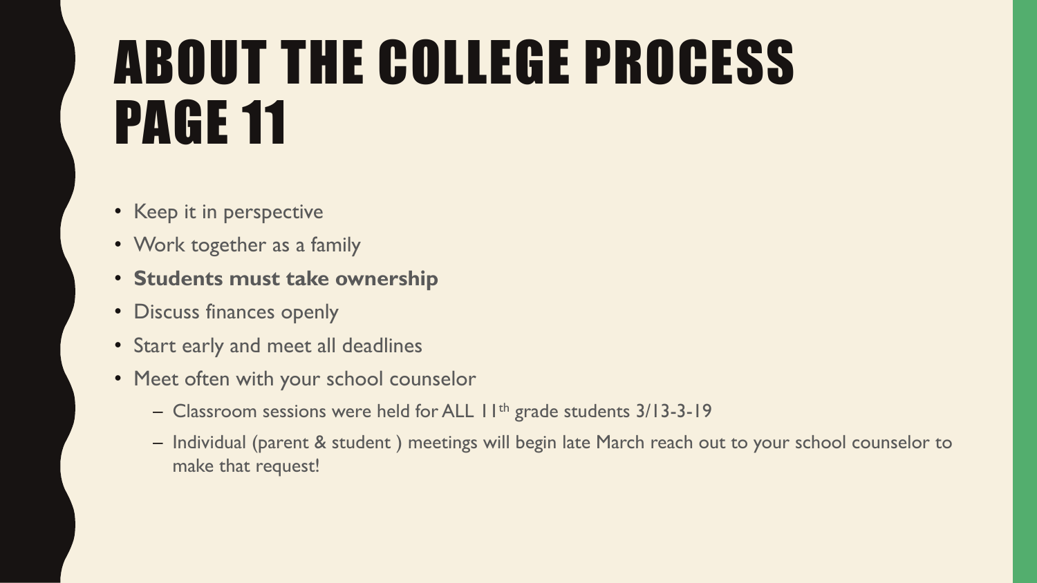# ABOUT THE COLLEGE PROCESS PAGE 11

- Keep it in perspective
- Work together as a family
- **Students must take ownership**
- Discuss finances openly
- Start early and meet all deadlines
- Meet often with your school counselor
  - Classroom sessions were held for ALL 11th grade students 3/13-3-19
  - Individual (parent & student ) meetings will begin late March reach out to your school counselor to make that request!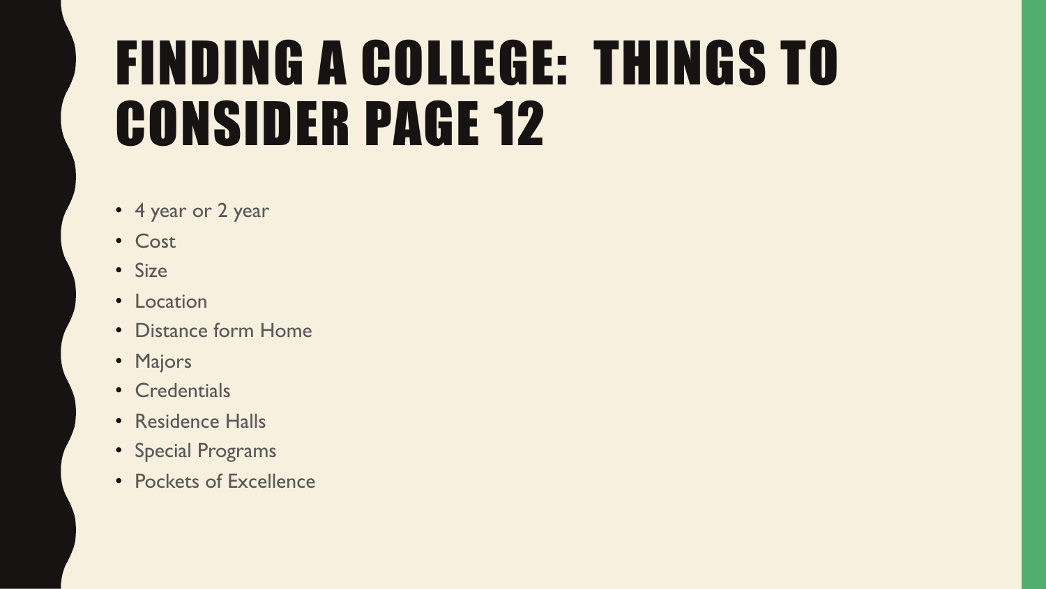# FINDING A COLLEGE: THINGS TO CONSIDER PAGE 12

- 4 year or 2 year
- Cost
- Size
- Location
- Distance form Home
- Majors
- Credentials
- Residence Halls
- Special Programs
- Pockets of Excellence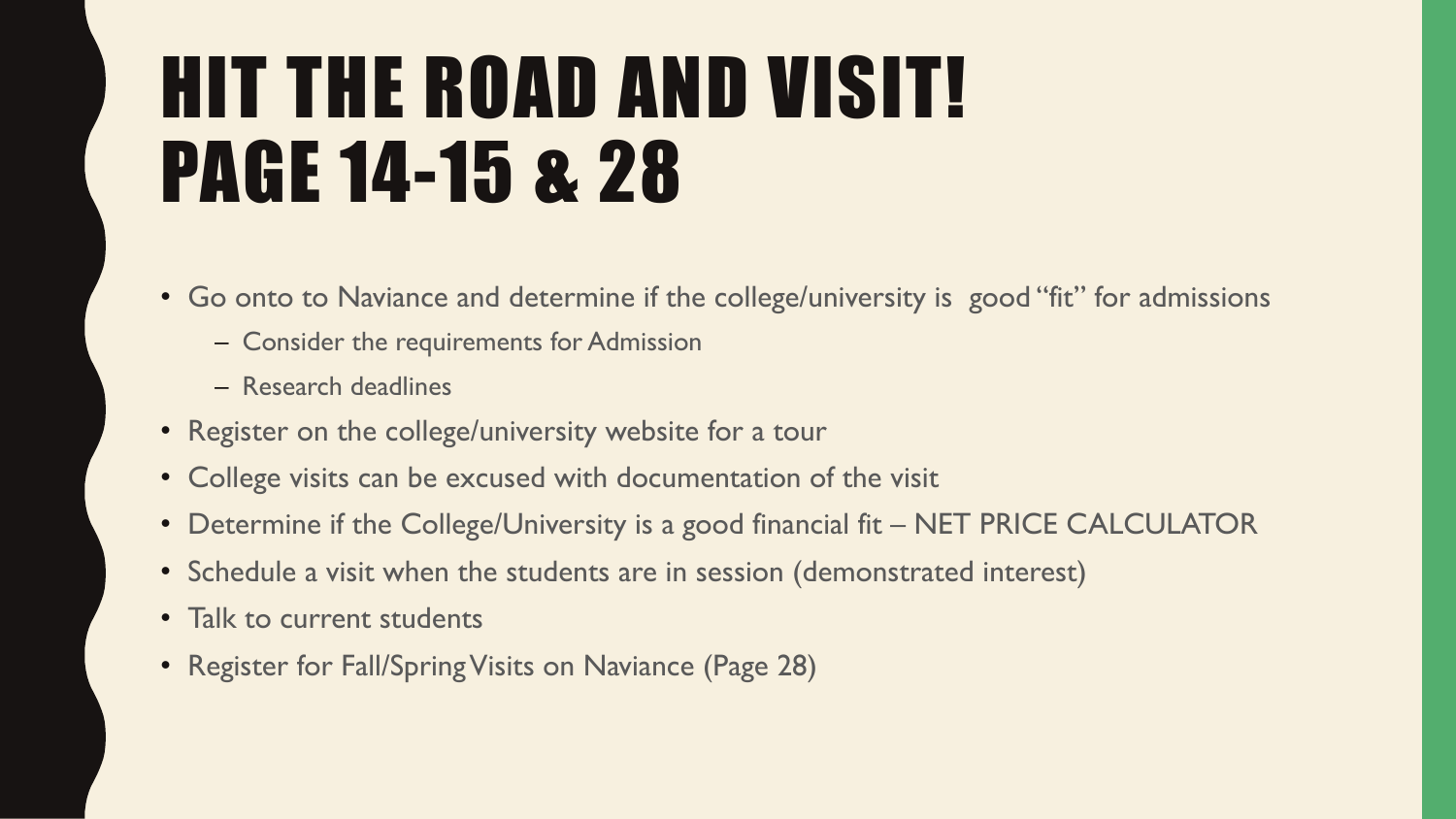# HIT THE ROAD AND VISIT! PAGE 14-15 & 28

- Go onto to Naviance and determine if the college/university is good "fit" for admissions
  - Consider the requirements for Admission
  - Research deadlines
- Register on the college/university website for a tour
- College visits can be excused with documentation of the visit
- Determine if the College/University is a good financial fit – NET PRICE CALCULATOR
- Schedule a visit when the students are in session (demonstrated interest)
- Talk to current students
- Register for Fall/Spring Visits on Naviance (Page 28)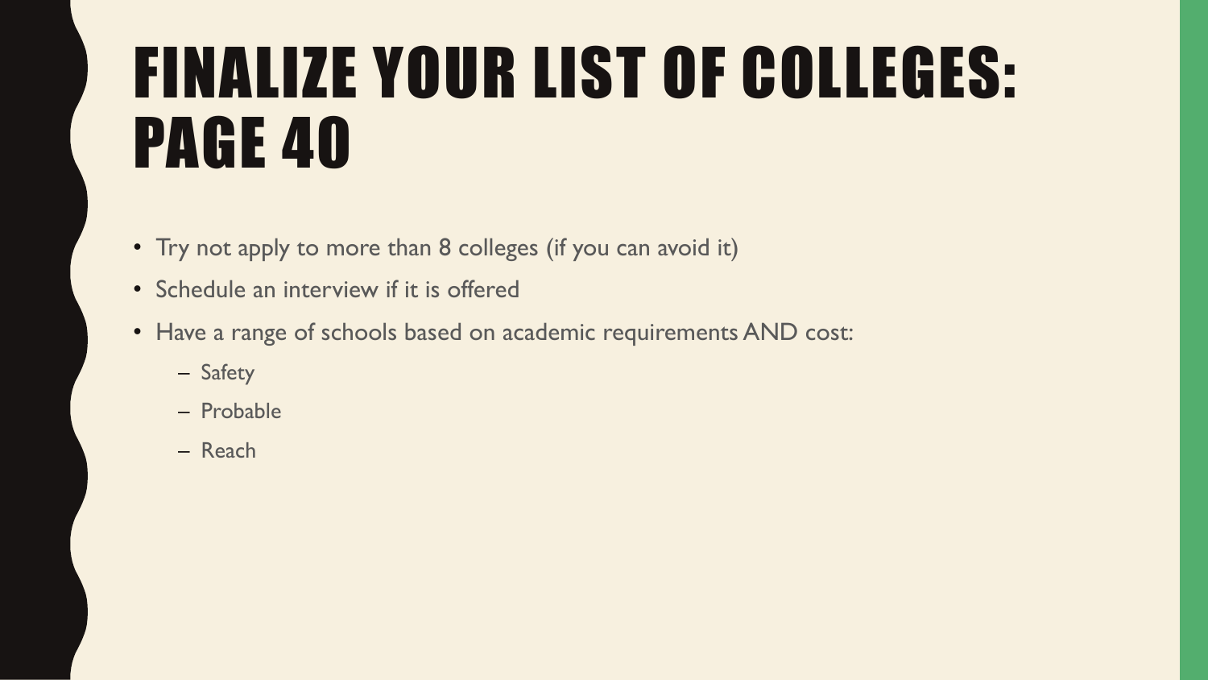# FINALIZE YOUR LIST OF COLLEGES: PAGE 40

- Try not apply to more than 8 colleges (if you can avoid it)
- Schedule an interview if it is offered
- Have a range of schools based on academic requirements AND cost:
  - Safety
  - Probable
  - Reach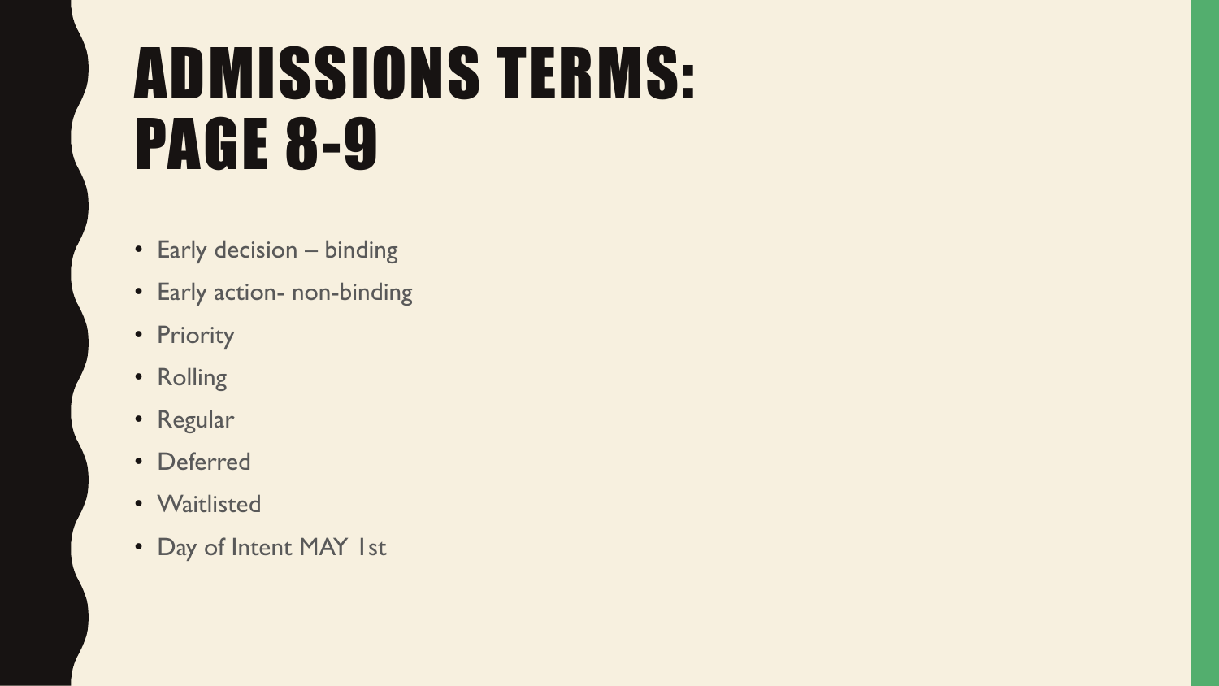# ADMISSIONS TERMS: PAGE 8-9

- Early decision – binding
- Early action- non-binding
- Priority
- Rolling
- Regular
- Deferred
- Waitlisted
- Day of Intent MAY 1st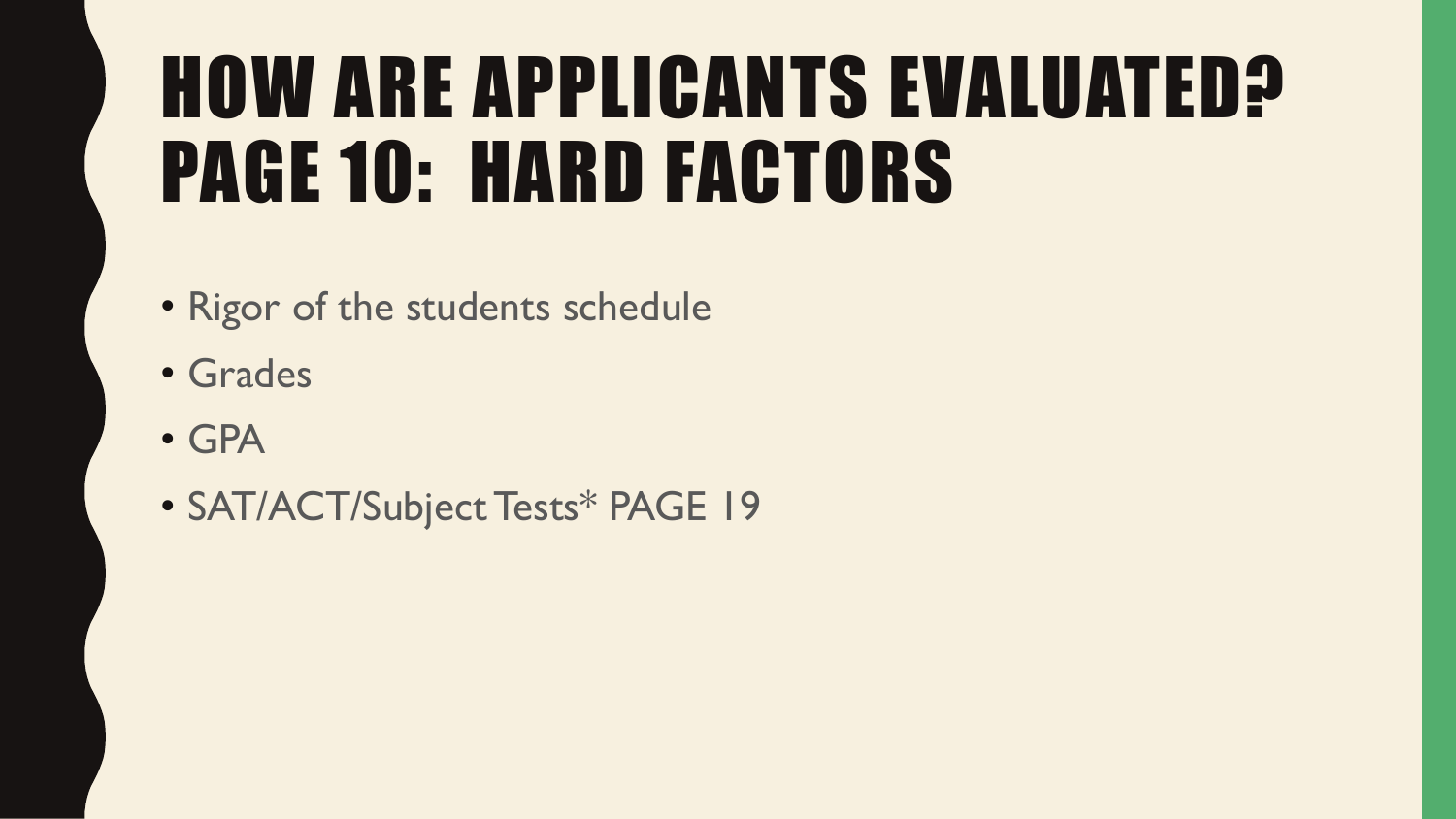# HOW ARE APPLICANTS EVALUATED? PAGE 10: HARD FACTORS

- Rigor of the students schedule
- Grades
- GPA
- SAT/ACT/Subject Tests* PAGE 19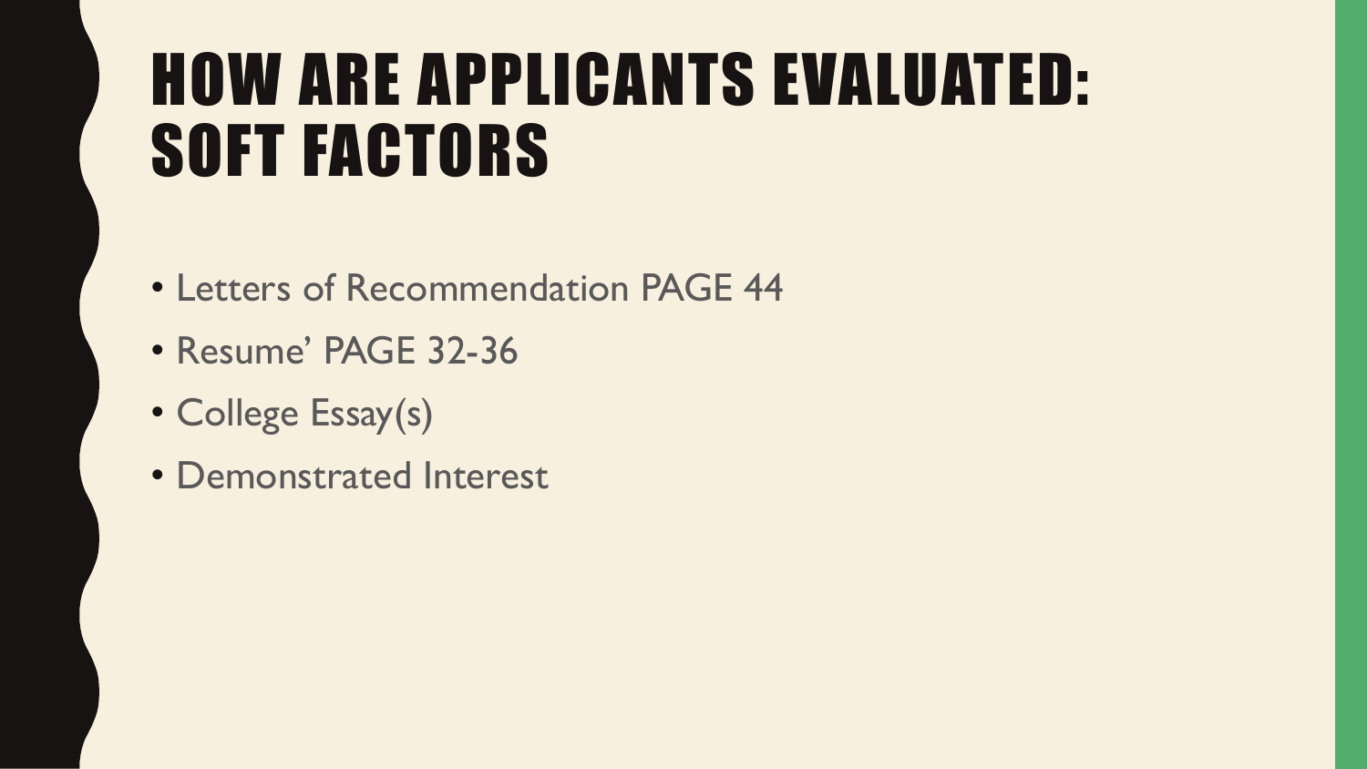# HOW ARE APPLICANTS EVALUATED: SOFT FACTORS

- Letters of Recommendation PAGE 44
- Resume' PAGE 32-36
- College Essay(s)
- Demonstrated Interest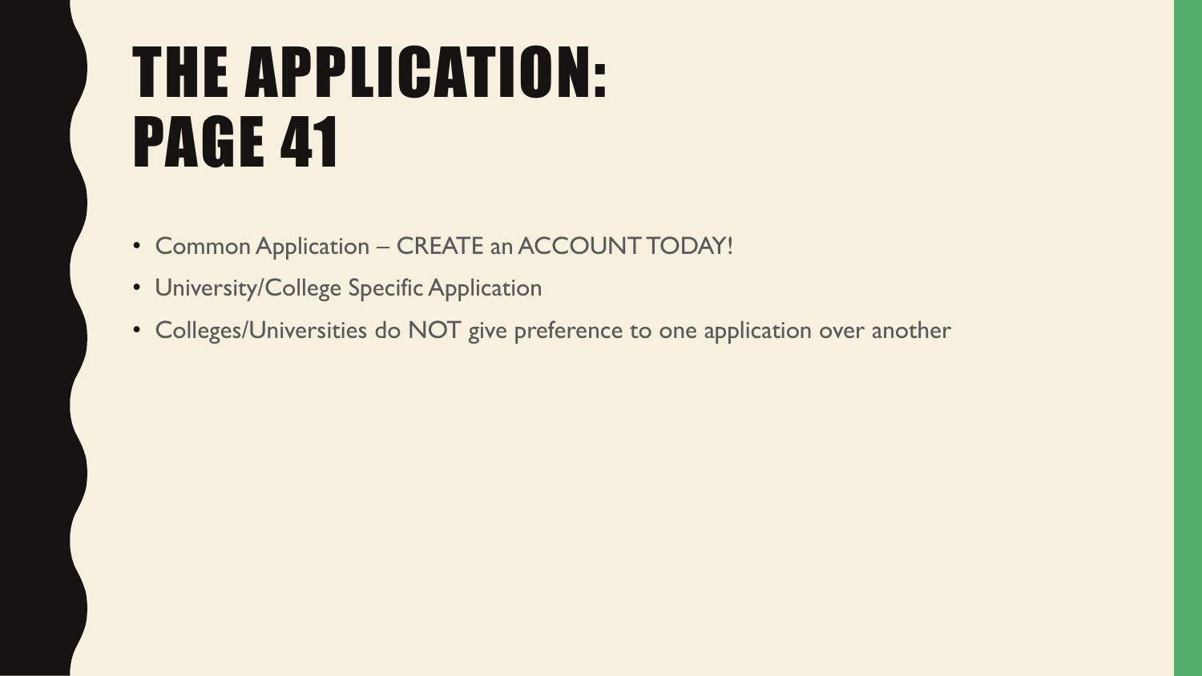# THE APPLICATION: PAGE 41

- Common Application – CREATE an ACCOUNT TODAY!
- University/College Specific Application
- Colleges/Universities do NOT give preference to one application over another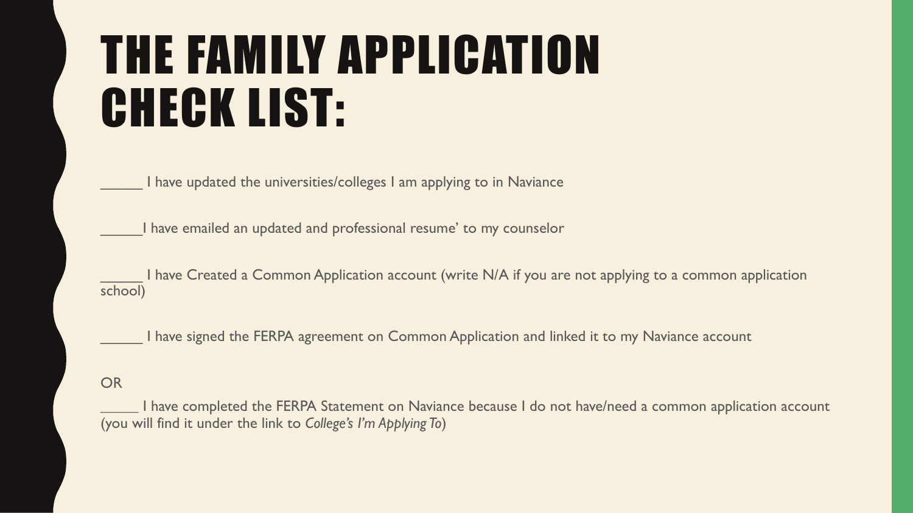# THE FAMILY APPLICATION CHECK LIST:

_____ I have updated the universities/colleges I am applying to in Naviance

_____I have emailed an updated and professional resume' to my counselor

_____ I have Created a Common Application account (write N/A if you are not applying to a common application school)

_____ I have signed the FERPA agreement on Common Application and linked it to my Naviance account

OR

_____ I have completed the FERPA Statement on Naviance because I do not have/need a common application account (you will find it under the link to *College's I'm Applying To*)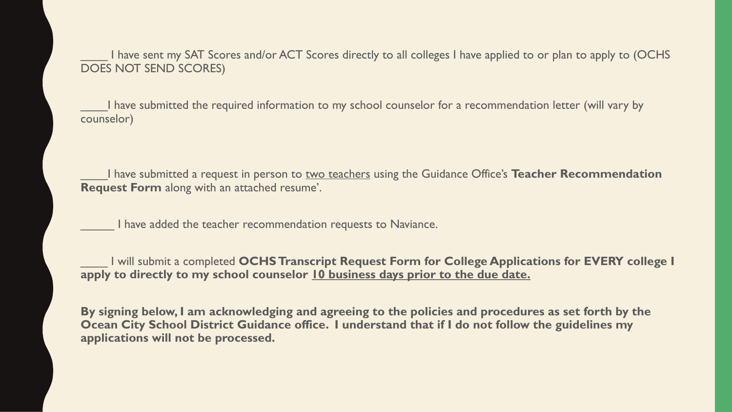____ I have sent my SAT Scores and/or ACT Scores directly to all colleges I have applied to or plan to apply to (OCHS DOES NOT SEND SCORES)

____I have submitted the required information to my school counselor for a recommendation letter (will vary by counselor)

____I have submitted a request in person to <u>two teachers</u> using the Guidance Office's **Teacher Recommendation Request Form** along with an attached resume'.

_____ I have added the teacher recommendation requests to Naviance.

____ I will submit a completed **OCHS Transcript Request Form for College Applications for EVERY college I apply to directly to my school counselor <u>10 business days prior to the due date.</u>**

**By signing below, I am acknowledging and agreeing to the policies and procedures as set forth by the Ocean City School District Guidance office. I understand that if I do not follow the guidelines my applications will not be processed.**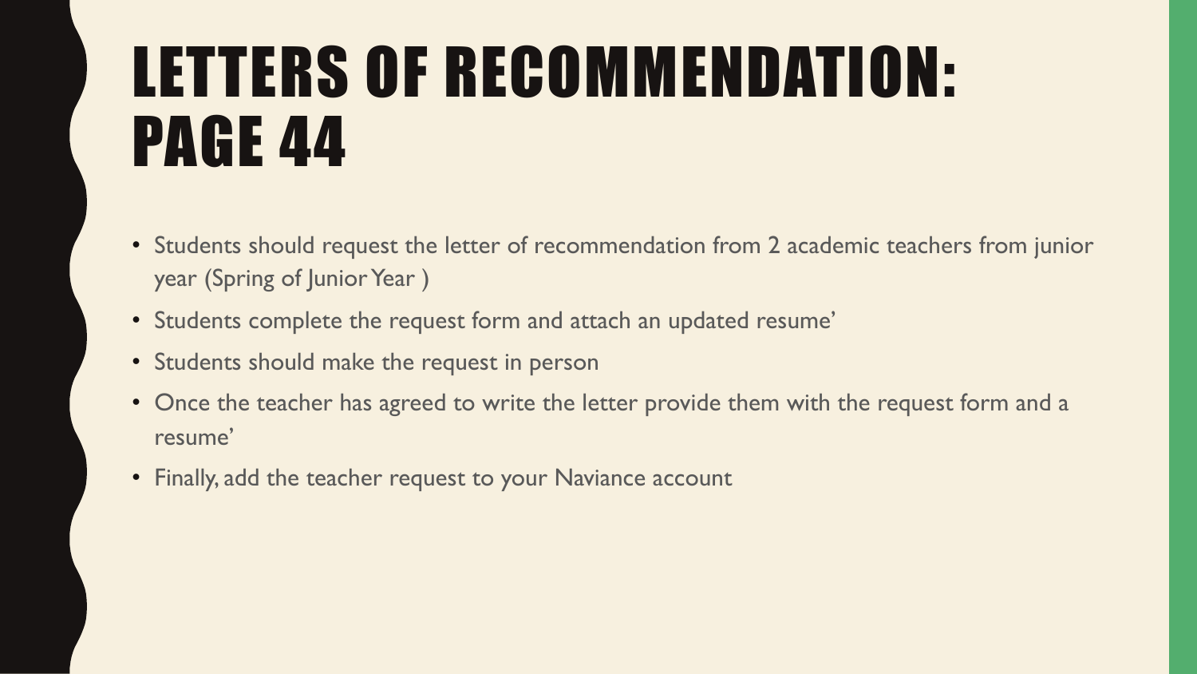# LETTERS OF RECOMMENDATION: PAGE 44

- Students should request the letter of recommendation from 2 academic teachers from junior year (Spring of Junior Year )
- Students complete the request form and attach an updated resume'
- Students should make the request in person
- Once the teacher has agreed to write the letter provide them with the request form and a resume'
- Finally, add the teacher request to your Naviance account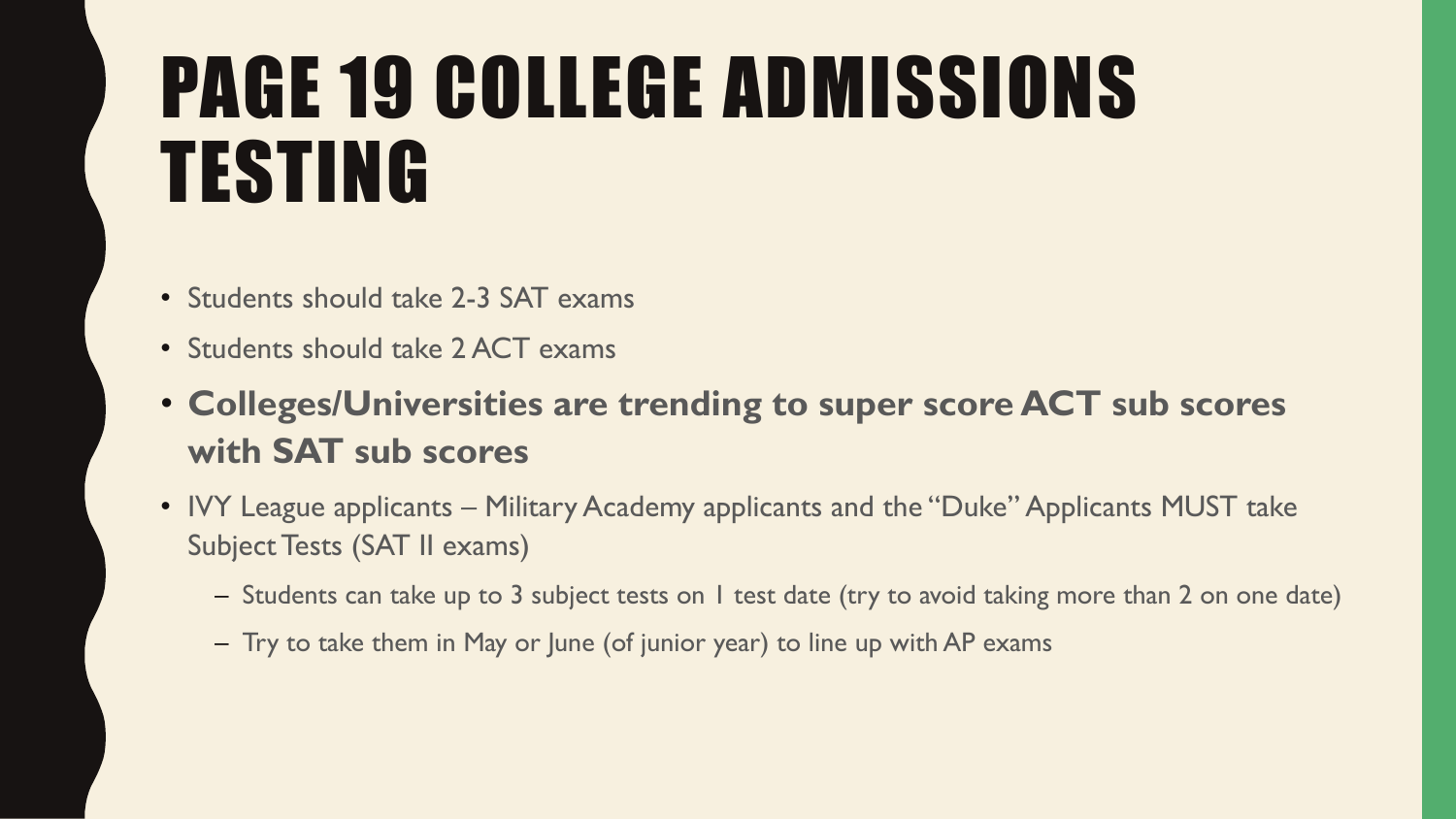# PAGE 19 COLLEGE ADMISSIONS TESTING

- Students should take 2-3 SAT exams
- Students should take 2 ACT exams
- **Colleges/Universities are trending to super score ACT sub scores with SAT sub scores**
- IVY League applicants – Military Academy applicants and the "Duke" Applicants MUST take Subject Tests (SAT II exams)
  - Students can take up to 3 subject tests on 1 test date (try to avoid taking more than 2 on one date)
  - Try to take them in May or June (of junior year) to line up with AP exams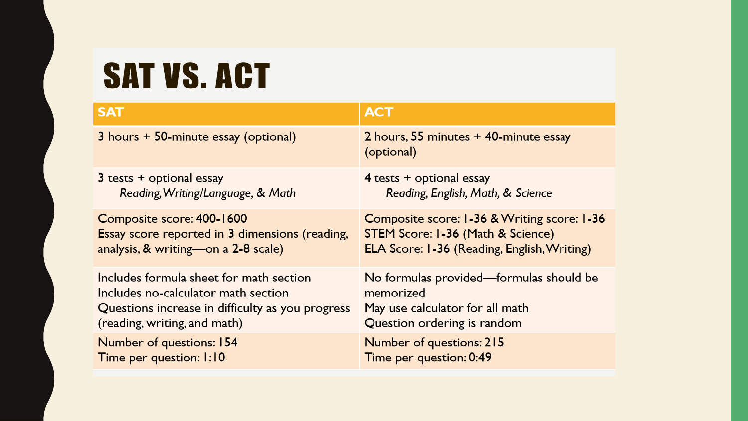# SAT VS. ACT

| SAT | ACT |
| --- | --- |
| 3 hours + 50-minute essay (optional) | 2 hours, 55 minutes + 40-minute essay (optional) |
| 3 tests + optional essay<br>*Reading, Writing/Language, & Math* | 4 tests + optional essay<br>*Reading, English, Math, & Science* |
| Composite score: 400-1600<br>Essay score reported in 3 dimensions (reading, analysis, & writing—on a 2-8 scale) | Composite score: 1-36 & Writing score: 1-36<br>STEM Score: 1-36 (Math & Science)<br>ELA Score: 1-36 (Reading, English, Writing) |
| Includes formula sheet for math section<br>Includes no-calculator math section<br>Questions increase in difficulty as you progress (reading, writing, and math) | No formulas provided—formulas should be memorized<br>May use calculator for all math<br>Question ordering is random |
| Number of questions: 154<br>Time per question: 1:10 | Number of questions: 215<br>Time per question: 0:49 |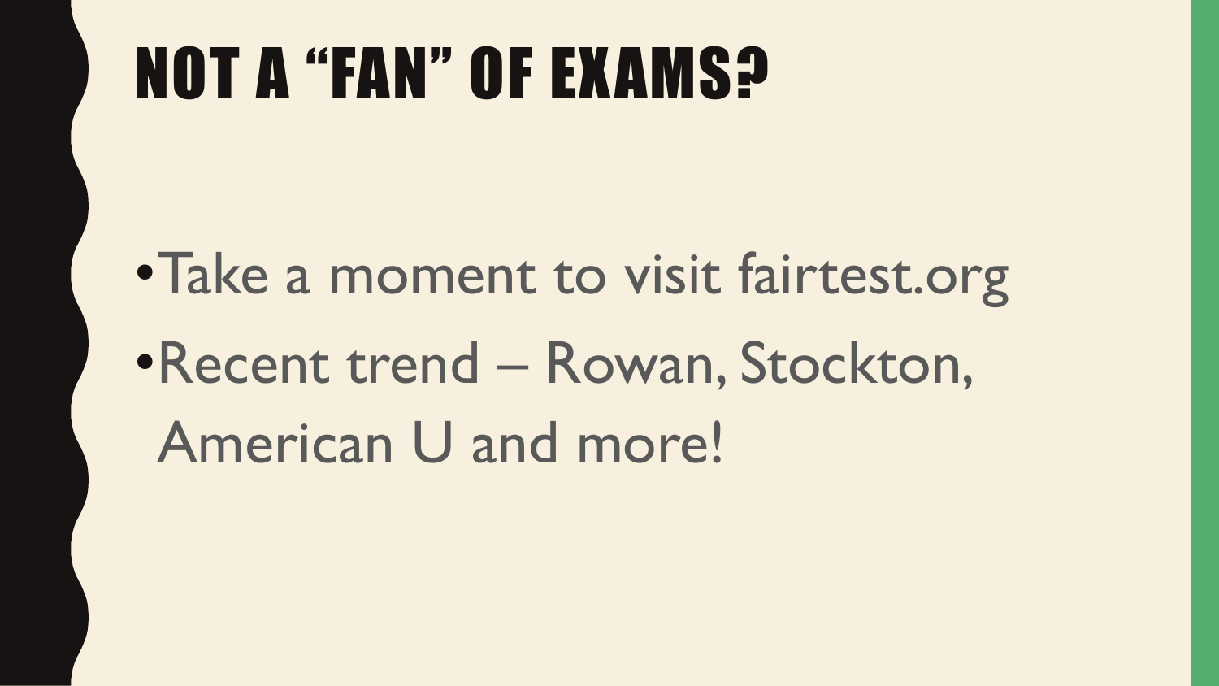# NOT A "FAN" OF EXAMS?

- Take a moment to visit fairtest.org
- Recent trend – Rowan, Stockton, American U and more!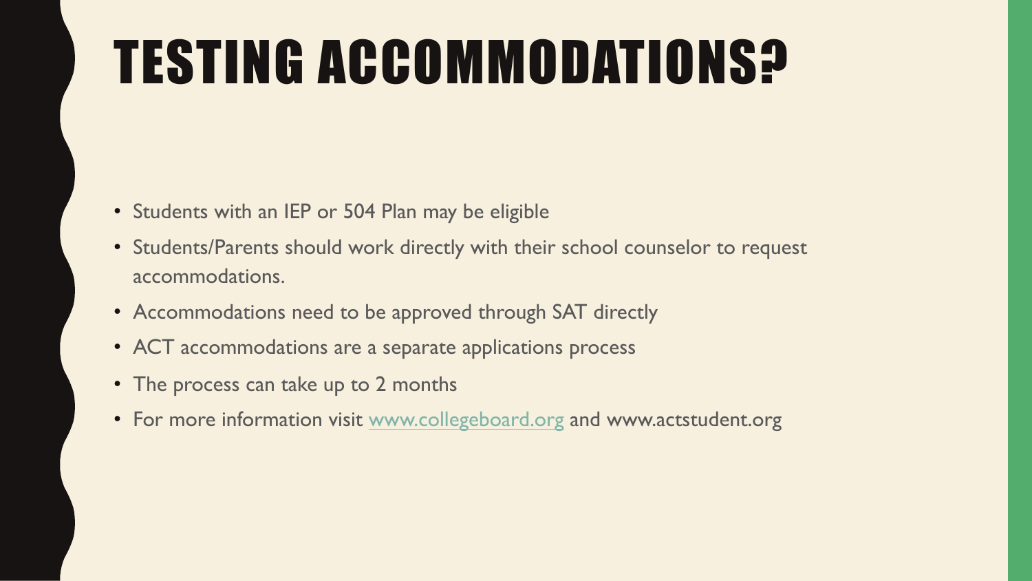# TESTING ACCOMMODATIONS?

- Students with an IEP or 504 Plan may be eligible
- Students/Parents should work directly with their school counselor to request accommodations.
- Accommodations need to be approved through SAT directly
- ACT accommodations are a separate applications process
- The process can take up to 2 months
- For more information visit [www.collegeboard.org](http://www.collegeboard.org) and www.actstudent.org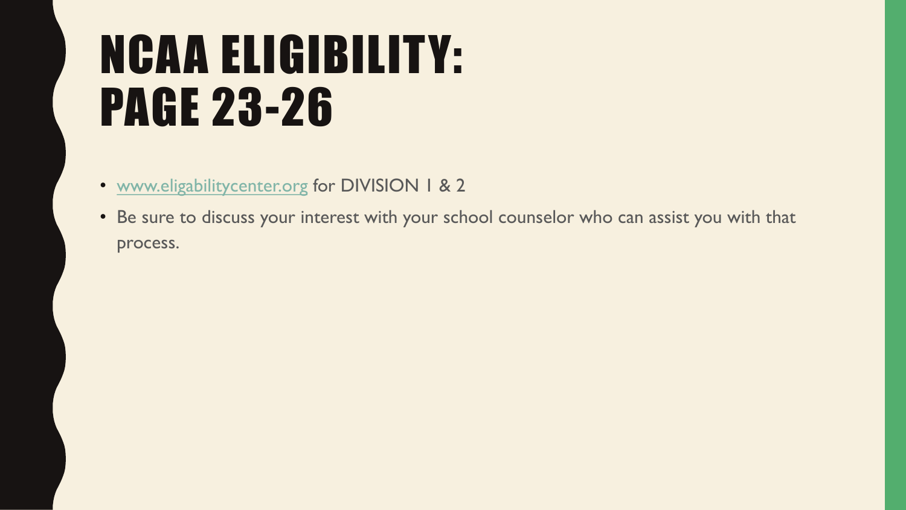# NCAA ELIGIBILITY: PAGE 23-26

- www.eligabilitycenter.org for DIVISION 1 & 2
- Be sure to discuss your interest with your school counselor who can assist you with that process.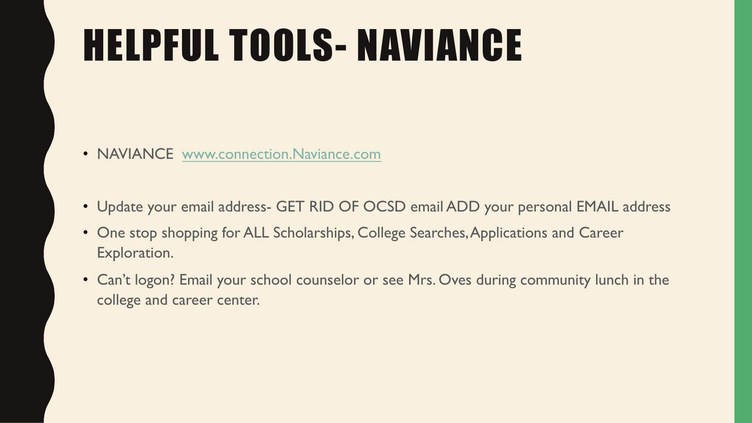# HELPFUL TOOLS- NAVIANCE

- NAVIANCE [www.connection.Naviance.com](http://www.connection.Naviance.com)
- Update your email address- GET RID OF OCSD email ADD your personal EMAIL address
- One stop shopping for ALL Scholarships, College Searches, Applications and Career Exploration.
- Can't logon? Email your school counselor or see Mrs. Oves during community lunch in the college and career center.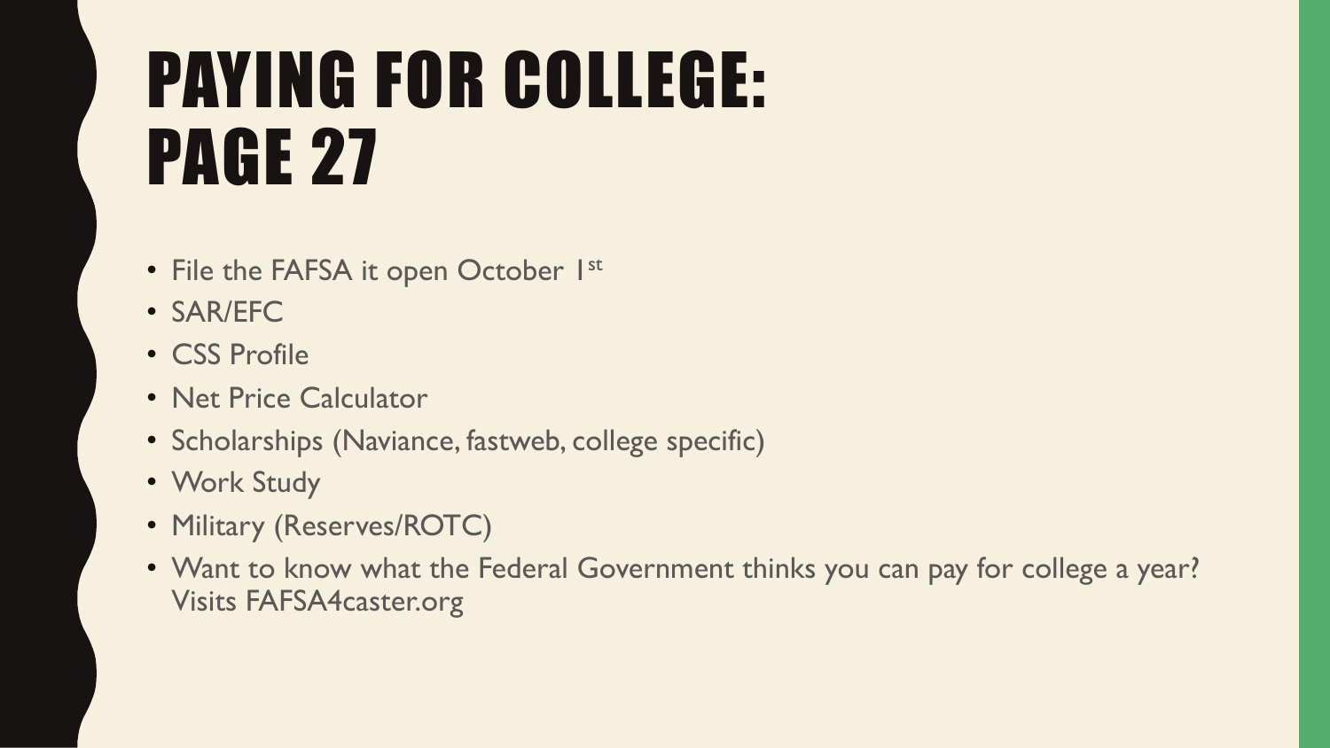# PAYING FOR COLLEGE: PAGE 27

- File the FAFSA it open October 1st
- SAR/EFC
- CSS Profile
- Net Price Calculator
- Scholarships (Naviance, fastweb, college specific)
- Work Study
- Military (Reserves/ROTC)
- Want to know what the Federal Government thinks you can pay for college a year? Visits FAFSA4caster.org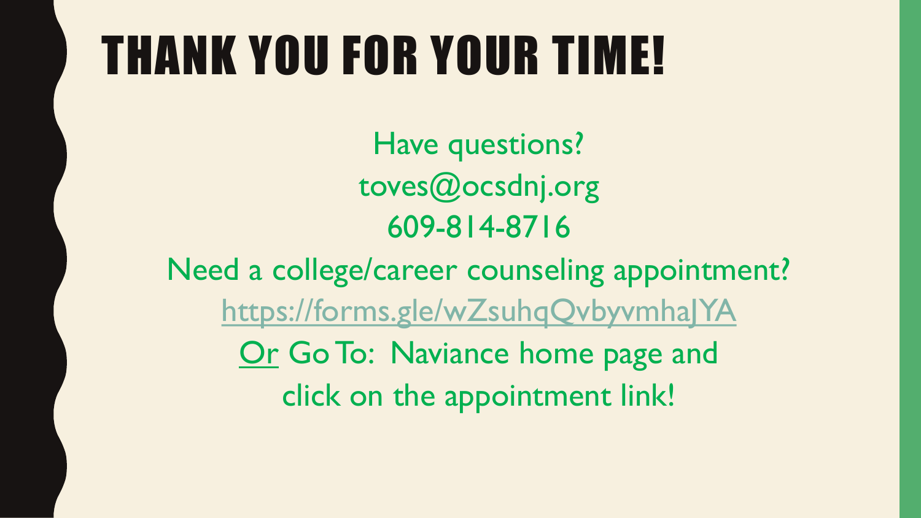# THANK YOU FOR YOUR TIME!

Have questions?

toves@ocsdnj.org

609-814-8716

Need a college/career counseling appointment?

https://forms.gle/wZsuhqQvbyvmhaJYA

Or Go To: Naviance home page and click on the appointment link!